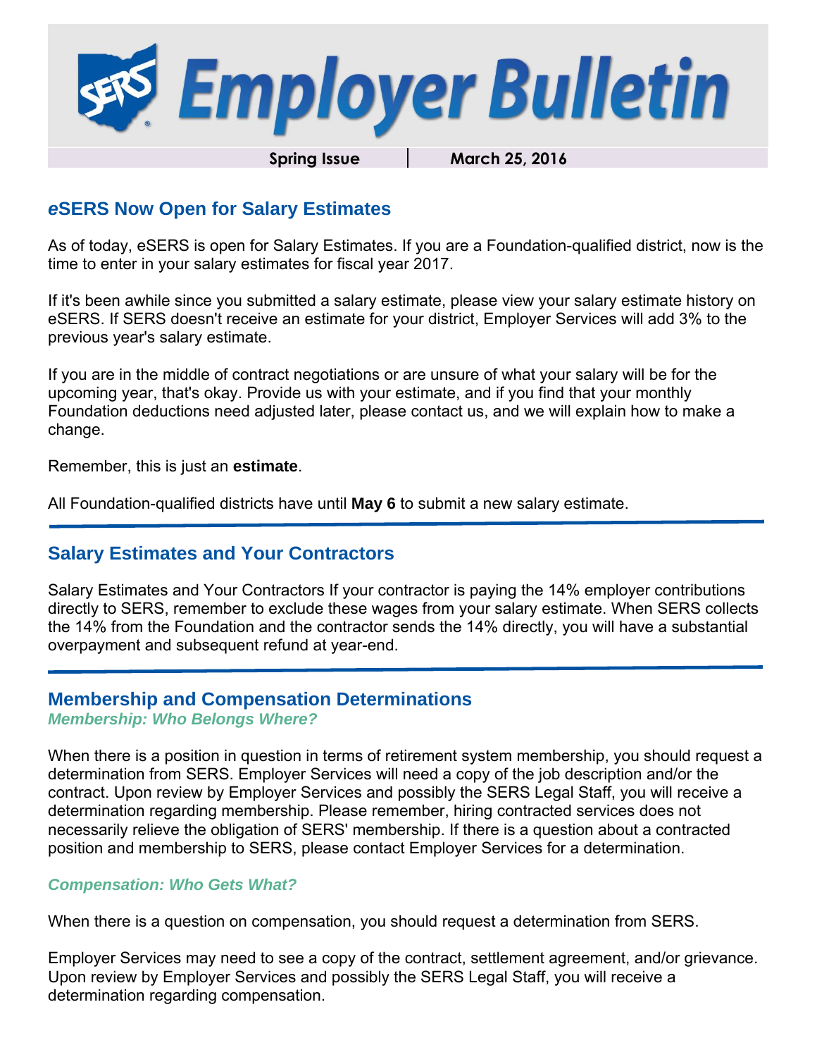# Employer Bulletin

**Spring Issue** | **March 25, 2016**

## *e*SERS Now Open for Salary Estimates

As of today, eSERS is open for Salary Estimates. If you are a Foundation-qualified district, now is the time to enter in your salary estimates for fiscal year 2017.

If it's been awhile since you submitted a salary estimate, please view your salary estimate history on eSERS. If SERS doesn't receive an estimate for your district, Employer Services will add 3% to the previous year's salary estimate.

If you are in the middle of contract negotiations or are unsure of what your salary will be for the upcoming year, that's okay. Provide us with your estimate, and if you find that your monthly Foundation deductions need adjusted later, please contact us, and we will explain how to make a change.

Remember, this is just an **estimate**.

All Foundation-qualified districts have until **May 6** to submit a new salary estimate.

## Salary Estimates and Your Contractors

Salary Estimates and Your Contractors If your contractor is paying the 14% employer contributions directly to SERS, remember to exclude these wages from your salary estimate. When SERS collects the 14% from the Foundation and the contractor sends the 14% directly, you will have a substantial overpayment and subsequent refund at year-end.

## Membership and Compensation Determinations

### *Membership: Who Belongs Where?*

When there is a position in question in terms of retirement system membership, you should request a determination from SERS. Employer Services will need a copy of the job description and/or the contract. Upon review by Employer Services and possibly the SERS Legal Staff, you will receive a determination regarding membership. Please remember, hiring contracted services does not necessarily relieve the obligation of SERS' membership. If there is a question about a contracted position and membership to SERS, please contact Employer Services for a determination.

### *Compensation: Who Gets What?*

When there is a question on compensation, you should request a determination from SERS.

Employer Services may need to see a copy of the contract, settlement agreement, and/or grievance. Upon review by Employer Services and possibly the SERS Legal Staff, you will receive a determination regarding compensation.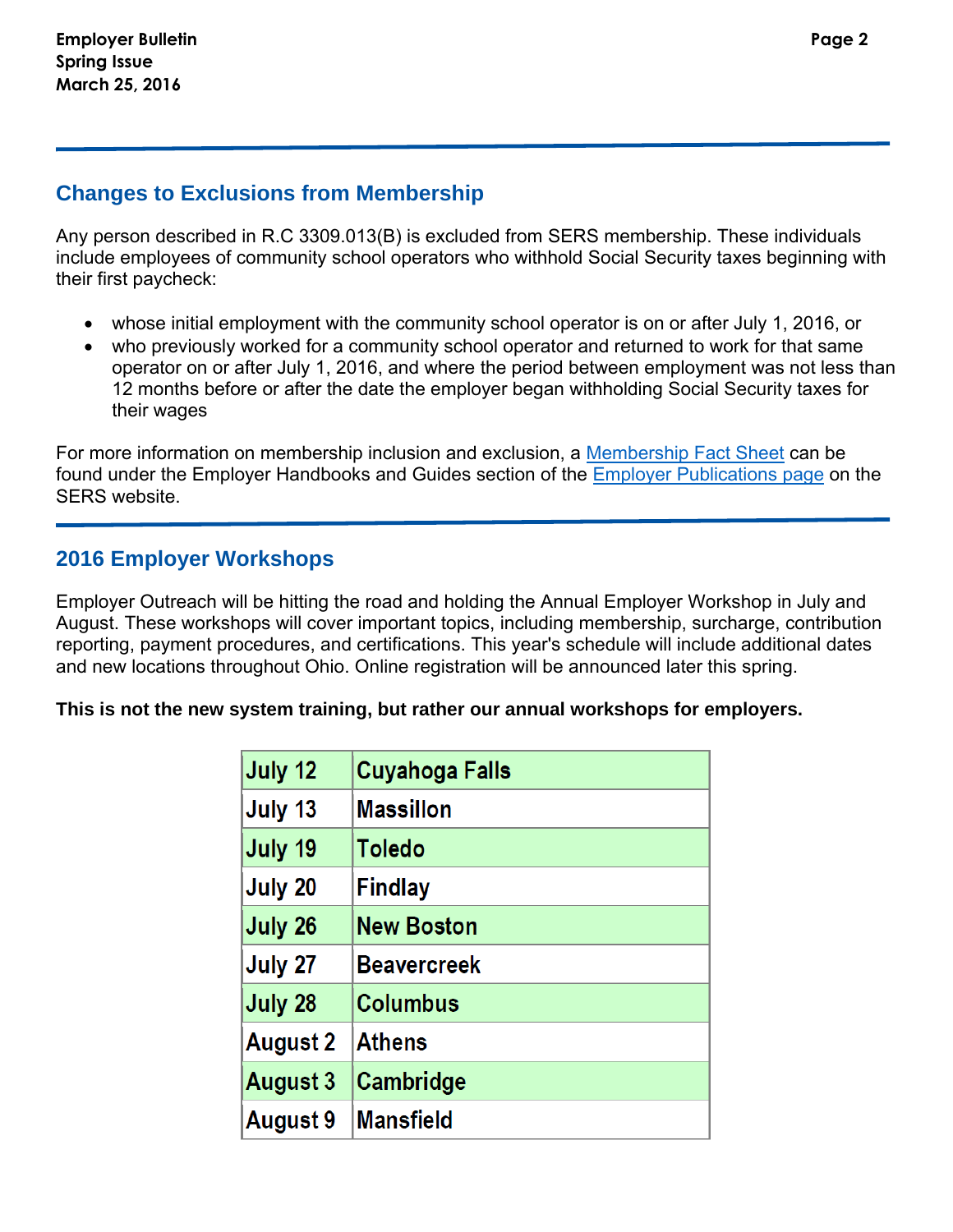## Changes to Exclusions from Membership

Any person described in R.C 3309.013(B) is excluded from SERS membership. These individuals include employees of community school operators who withhold Social Security taxes beginning with their first paycheck:

- whose initial employment with the community school operator is on or after July 1, 2016, or
- who previously worked for a community school operator and returned to work for that same operator on or after July 1, 2016, and where the period between employment was not less than 12 months before or after the date the employer began withholding Social Security taxes for their wages

For more information on membership inclusion and exclusion, a Membership Fact Sheet can be found under the Employer Handbooks and Guides section of the Employer Publications page on the SERS website.

## 2016 Employer Workshops

Employer Outreach will be hitting the road and holding the Annual Employer Workshop in July and August. These workshops will cover important topics, including membership, surcharge, contribution reporting, payment procedures, and certifications. This year's schedule will include additional dates and new locations throughout Ohio. Online registration will be announced later this spring.

**This is not the new system training, but rather our annual workshops for employers.**

| Date | Location |
|---|---|
| July 12 | Cuyahoga Falls |
| July 13 | Massillon |
| July 19 | Toledo |
| July 20 | Findlay |
| July 26 | New Boston |
| July 27 | Beavercreek |
| July 28 | Columbus |
| August 2 | Athens |
| August 3 | Cambridge |
| August 9 | Mansfield |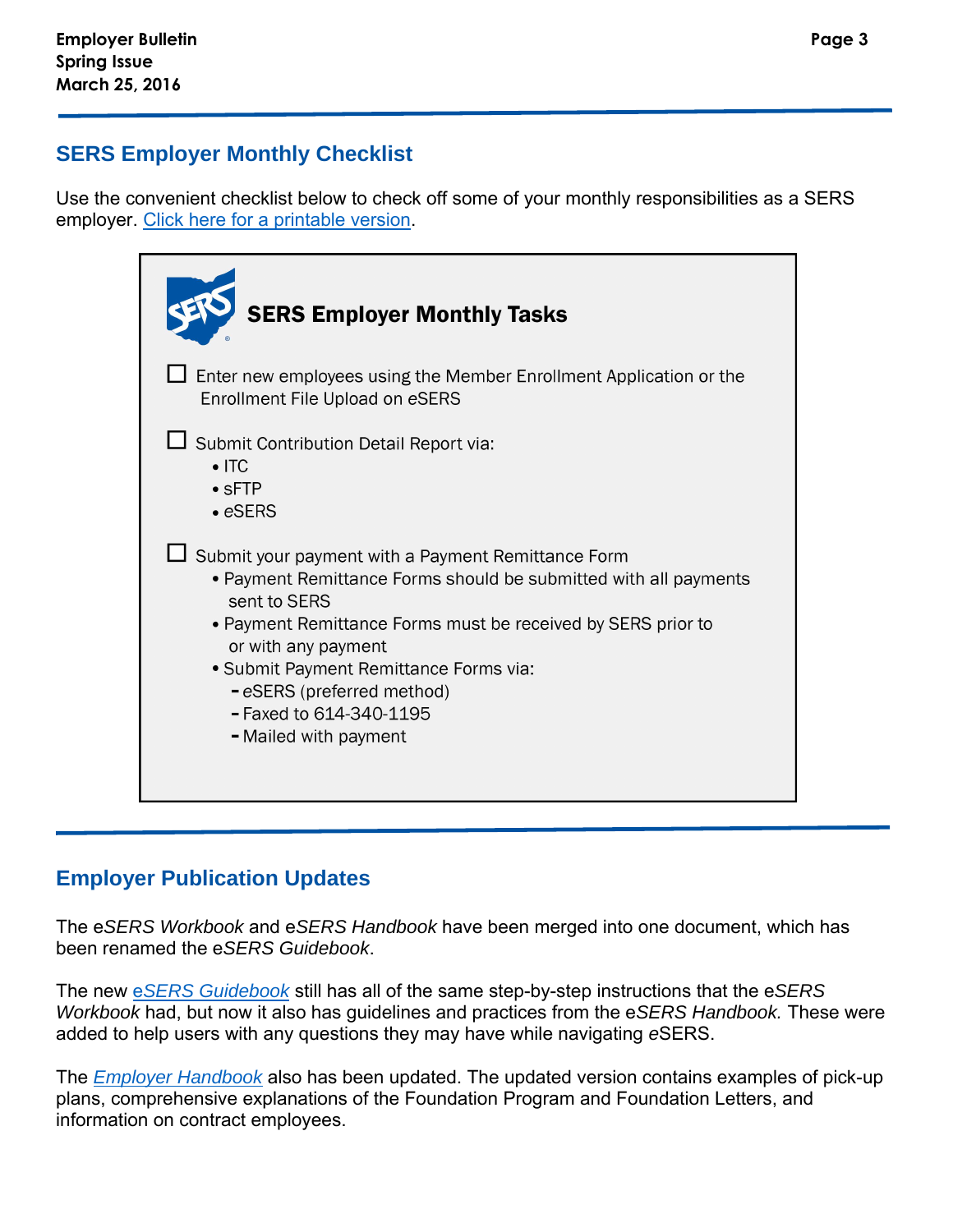## SERS Employer Monthly Checklist

Use the convenient checklist below to check off some of your monthly responsibilities as a SERS employer. [Click here for a printable version](#).

### SERS Employer Monthly Tasks

- ☐ Enter new employees using the Member Enrollment Application or the Enrollment File Upload on eSERS

- ☐ Submit Contribution Detail Report via:
  - ITC
  - sFTP
  - eSERS

- ☐ Submit your payment with a Payment Remittance Form
  - Payment Remittance Forms should be submitted with all payments sent to SERS
  - Payment Remittance Forms must be received by SERS prior to or with any payment
  - Submit Payment Remittance Forms via:
    - eSERS (preferred method)
    - Faxed to 614-340-1195
    - Mailed with payment

## Employer Publication Updates

The e*SERS Workbook* and e*SERS Handbook* have been merged into one document, which has been renamed the e*SERS Guidebook*.

The new [e*SERS Guidebook*](#) still has all of the same step-by-step instructions that the e*SERS Workbook* had, but now it also has guidelines and practices from the e*SERS Handbook.* These were added to help users with any questions they may have while navigating eSERS.

The [*Employer Handbook*](#) also has been updated. The updated version contains examples of pick-up plans, comprehensive explanations of the Foundation Program and Foundation Letters, and information on contract employees.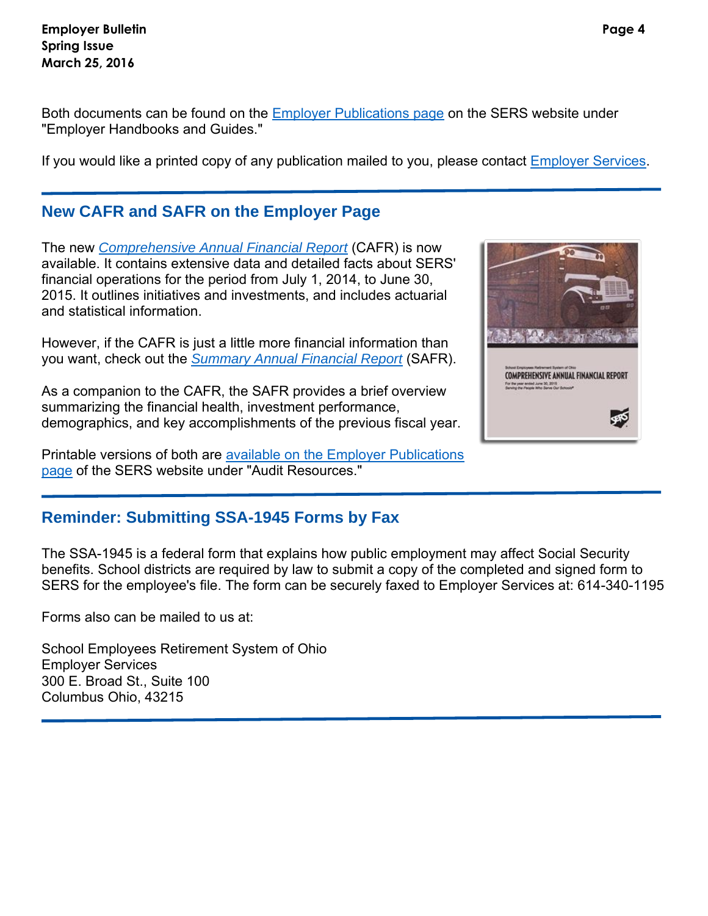Both documents can be found on the Employer Publications page on the SERS website under "Employer Handbooks and Guides."

If you would like a printed copy of any publication mailed to you, please contact Employer Services.

## New CAFR and SAFR on the Employer Page

The new *Comprehensive Annual Financial Report* (CAFR) is now available. It contains extensive data and detailed facts about SERS' financial operations for the period from July 1, 2014, to June 30, 2015. It outlines initiatives and investments, and includes actuarial and statistical information.

However, if the CAFR is just a little more financial information than you want, check out the *Summary Annual Financial Report* (SAFR).

As a companion to the CAFR, the SAFR provides a brief overview summarizing the financial health, investment performance, demographics, and key accomplishments of the previous fiscal year.

Printable versions of both are available on the Employer Publications page of the SERS website under "Audit Resources."

## Reminder: Submitting SSA-1945 Forms by Fax

The SSA-1945 is a federal form that explains how public employment may affect Social Security benefits. School districts are required by law to submit a copy of the completed and signed form to SERS for the employee's file. The form can be securely faxed to Employer Services at: 614-340-1195

Forms also can be mailed to us at:

School Employees Retirement System of Ohio
Employer Services
300 E. Broad St., Suite 100
Columbus Ohio, 43215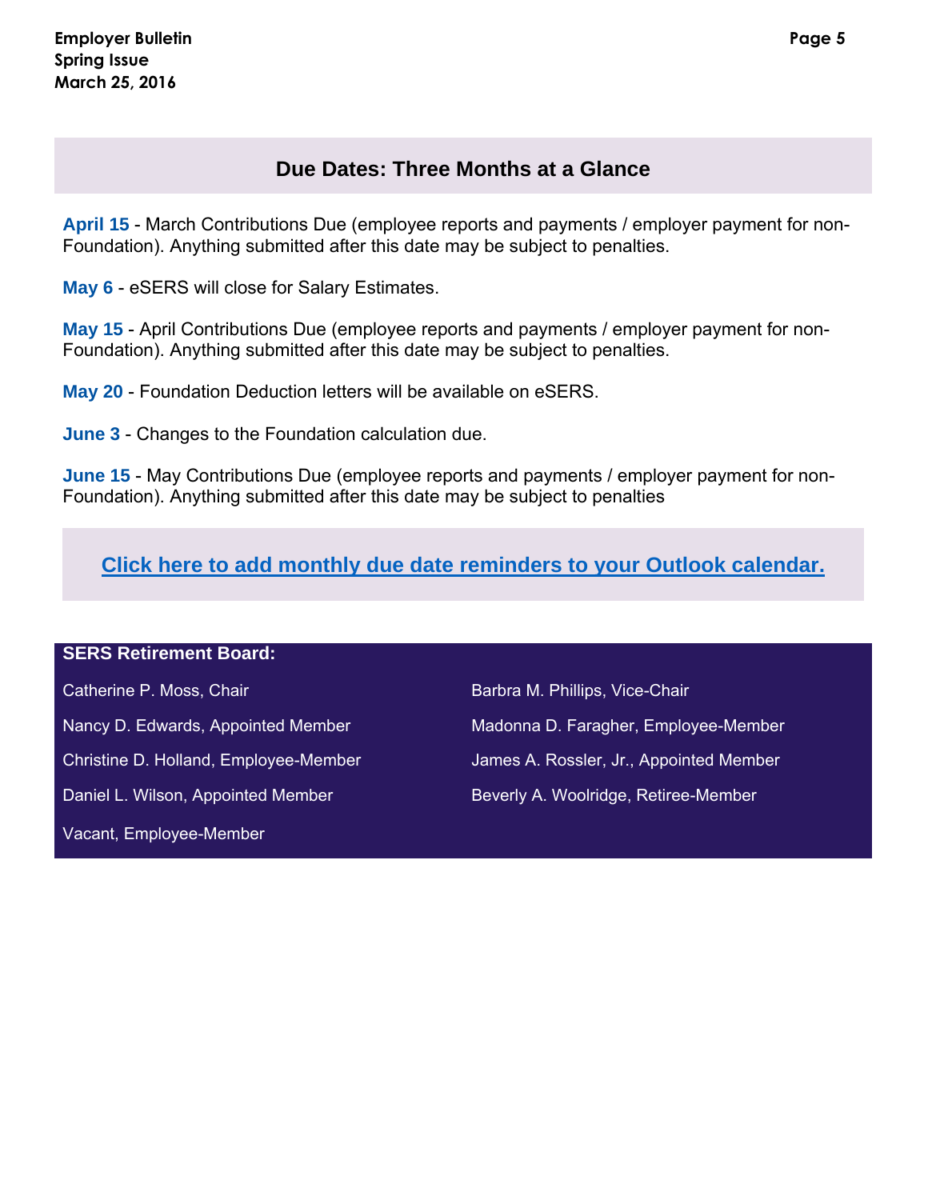## Due Dates: Three Months at a Glance

**April 15** - March Contributions Due (employee reports and payments / employer payment for non-Foundation). Anything submitted after this date may be subject to penalties.

**May 6** - eSERS will close for Salary Estimates.

**May 15** - April Contributions Due (employee reports and payments / employer payment for non-Foundation). Anything submitted after this date may be subject to penalties.

**May 20** - Foundation Deduction letters will be available on eSERS.

**June 3** - Changes to the Foundation calculation due.

**June 15** - May Contributions Due (employee reports and payments / employer payment for non-Foundation). Anything submitted after this date may be subject to penalties

**Click here to add monthly due date reminders to your Outlook calendar.**

**SERS Retirement Board:**

Catherine P. Moss, Chair

Barbra M. Phillips, Vice-Chair

Nancy D. Edwards, Appointed Member

Madonna D. Faragher, Employee-Member

Christine D. Holland, Employee-Member

James A. Rossler, Jr., Appointed Member

Daniel L. Wilson, Appointed Member

Beverly A. Woolridge, Retiree-Member

Vacant, Employee-Member